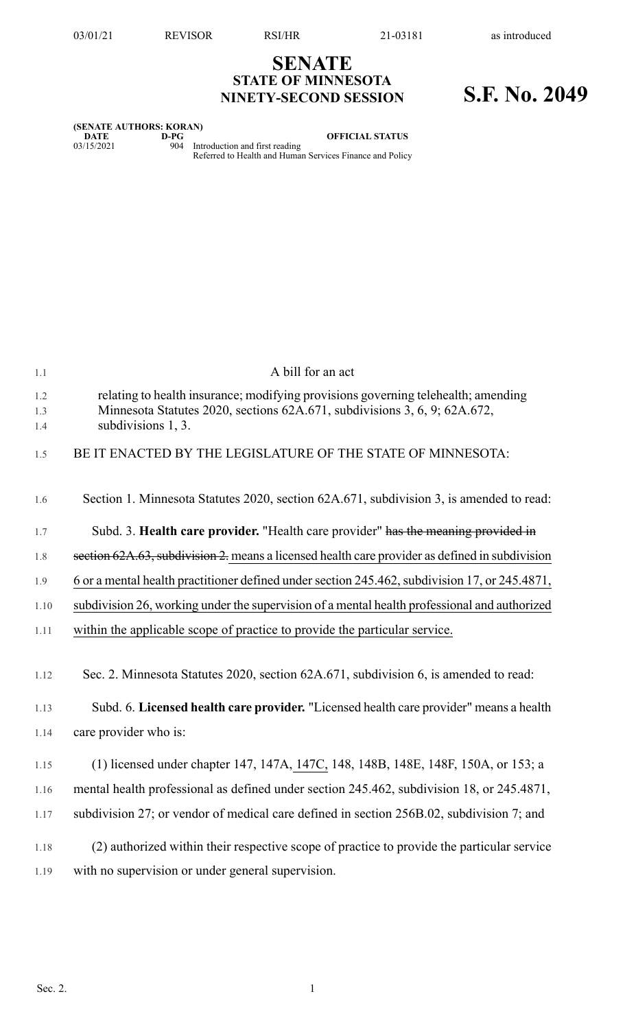# SENATE
## STATE OF MINNESOTA
## NINETY-SECOND SESSION

# S.F. No. 2049

**(SENATE AUTHORS: KORAN)**

| DATE | D-PG | OFFICIAL STATUS |
|---|---|---|
| 03/15/2021 | 904 | Introduction and first reading<br>Referred to Health and Human Services Finance and Policy |

A bill for an act

relating to health insurance; modifying provisions governing telehealth; amending Minnesota Statutes 2020, sections 62A.671, subdivisions 3, 6, 9; 62A.672, subdivisions 1, 3.

BE IT ENACTED BY THE LEGISLATURE OF THE STATE OF MINNESOTA:

Section 1. Minnesota Statutes 2020, section 62A.671, subdivision 3, is amended to read:

Subd. 3. **Health care provider.** "Health care provider" ~~has the meaning provided in section 62A.63, subdivision 2.~~ <u>means a licensed health care provider as defined in subdivision 6 or a mental health practitioner defined under section 245.462, subdivision 17, or 245.4871, subdivision 26, working under the supervision of a mental health professional and authorized within the applicable scope of practice to provide the particular service.</u>

Sec. 2. Minnesota Statutes 2020, section 62A.671, subdivision 6, is amended to read:

Subd. 6. **Licensed health care provider.** "Licensed health care provider" means a health care provider who is:

(1) licensed under chapter 147, 147A, <u>147C,</u> 148, 148B, 148E, 148F, 150A, or 153; a mental health professional as defined under section 245.462, subdivision 18, or 245.4871, subdivision 27; or vendor of medical care defined in section 256B.02, subdivision 7; and

(2) authorized within their respective scope of practice to provide the particular service with no supervision or under general supervision.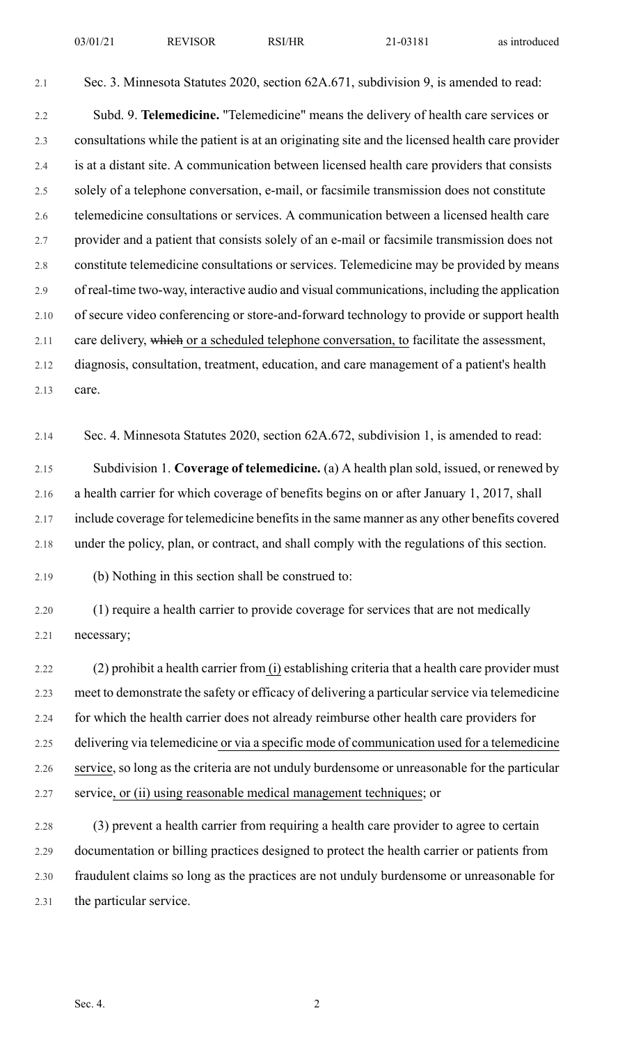Sec. 3. Minnesota Statutes 2020, section 62A.671, subdivision 9, is amended to read:

Subd. 9. **Telemedicine.** "Telemedicine" means the delivery of health care services or consultations while the patient is at an originating site and the licensed health care provider is at a distant site. A communication between licensed health care providers that consists solely of a telephone conversation, e-mail, or facsimile transmission does not constitute telemedicine consultations or services. A communication between a licensed health care provider and a patient that consists solely of an e-mail or facsimile transmission does not constitute telemedicine consultations or services. Telemedicine may be provided by means of real-time two-way, interactive audio and visual communications, including the application of secure video conferencing or store-and-forward technology to provide or support health care delivery, ~~which~~ or a scheduled telephone conversation, to facilitate the assessment, diagnosis, consultation, treatment, education, and care management of a patient's health care.

Sec. 4. Minnesota Statutes 2020, section 62A.672, subdivision 1, is amended to read:

Subdivision 1. **Coverage of telemedicine.** (a) A health plan sold, issued, or renewed by a health carrier for which coverage of benefits begins on or after January 1, 2017, shall include coverage for telemedicine benefits in the same manner as any other benefits covered under the policy, plan, or contract, and shall comply with the regulations of this section.

(b) Nothing in this section shall be construed to:

(1) require a health carrier to provide coverage for services that are not medically necessary;

(2) prohibit a health carrier from (i) establishing criteria that a health care provider must meet to demonstrate the safety or efficacy of delivering a particular service via telemedicine for which the health carrier does not already reimburse other health care providers for delivering via telemedicine or via a specific mode of communication used for a telemedicine service, so long as the criteria are not unduly burdensome or unreasonable for the particular service, or (ii) using reasonable medical management techniques; or

(3) prevent a health carrier from requiring a health care provider to agree to certain documentation or billing practices designed to protect the health carrier or patients from fraudulent claims so long as the practices are not unduly burdensome or unreasonable for the particular service.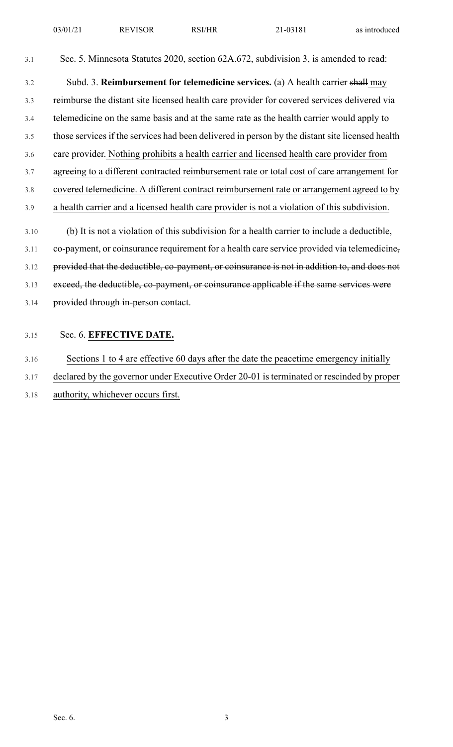Sec. 5. Minnesota Statutes 2020, section 62A.672, subdivision 3, is amended to read:

Subd. 3. **Reimbursement for telemedicine services.** (a) A health carrier ~~shall~~ may reimburse the distant site licensed health care provider for covered services delivered via telemedicine on the same basis and at the same rate as the health carrier would apply to those services if the services had been delivered in person by the distant site licensed health care provider. Nothing prohibits a health carrier and licensed health care provider from agreeing to a different contracted reimbursement rate or total cost of care arrangement for covered telemedicine. A different contract reimbursement rate or arrangement agreed to by a health carrier and a licensed health care provider is not a violation of this subdivision.

(b) It is not a violation of this subdivision for a health carrier to include a deductible, co-payment, or coinsurance requirement for a health care service provided via telemedicine~~, provided that the deductible, co-payment, or coinsurance is not in addition to, and does not exceed, the deductible, co-payment, or coinsurance applicable if the same services were provided through in-person contact~~.

Sec. 6. **EFFECTIVE DATE.**

Sections 1 to 4 are effective 60 days after the date the peacetime emergency initially declared by the governor under Executive Order 20-01 is terminated or rescinded by proper authority, whichever occurs first.